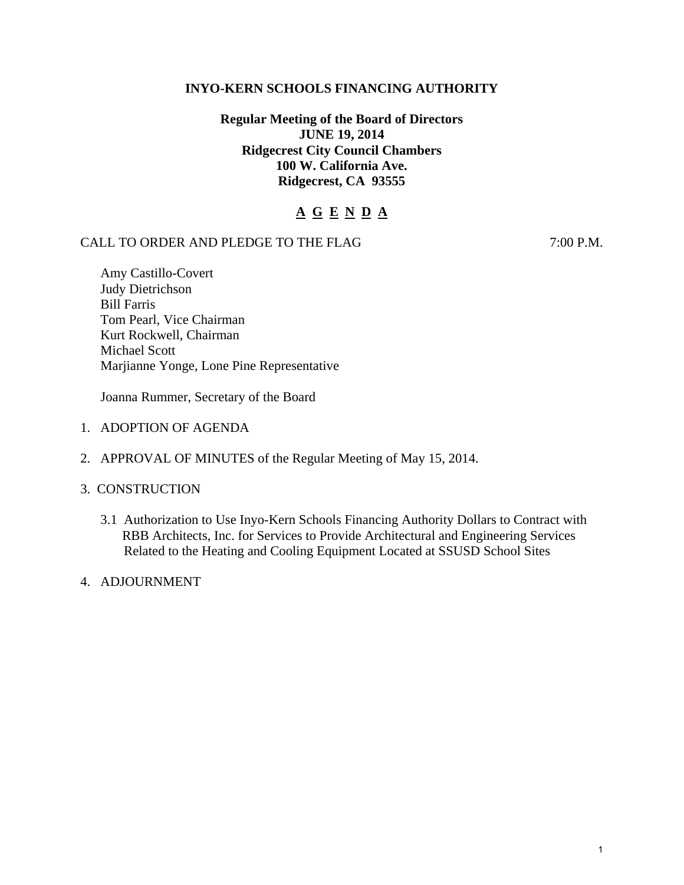# INYO-KERN SCHOOLS FINANCING AUTHORITY

**Regular Meeting of the Board of Directors**
**JUNE 19, 2014**
**Ridgecrest City Council Chambers**
**100 W. California Ave.**
**Ridgecrest, CA 93555**

## A G E N D A

CALL TO ORDER AND PLEDGE TO THE FLAG 7:00 P.M.

Amy Castillo-Covert
Judy Dietrichson
Bill Farris
Tom Pearl, Vice Chairman
Kurt Rockwell, Chairman
Michael Scott
Marjianne Yonge, Lone Pine Representative

Joanna Rummer, Secretary of the Board

1. ADOPTION OF AGENDA

2. APPROVAL OF MINUTES of the Regular Meeting of May 15, 2014.

3. CONSTRUCTION

   3.1 Authorization to Use Inyo-Kern Schools Financing Authority Dollars to Contract with RBB Architects, Inc. for Services to Provide Architectural and Engineering Services Related to the Heating and Cooling Equipment Located at SSUSD School Sites

4. ADJOURNMENT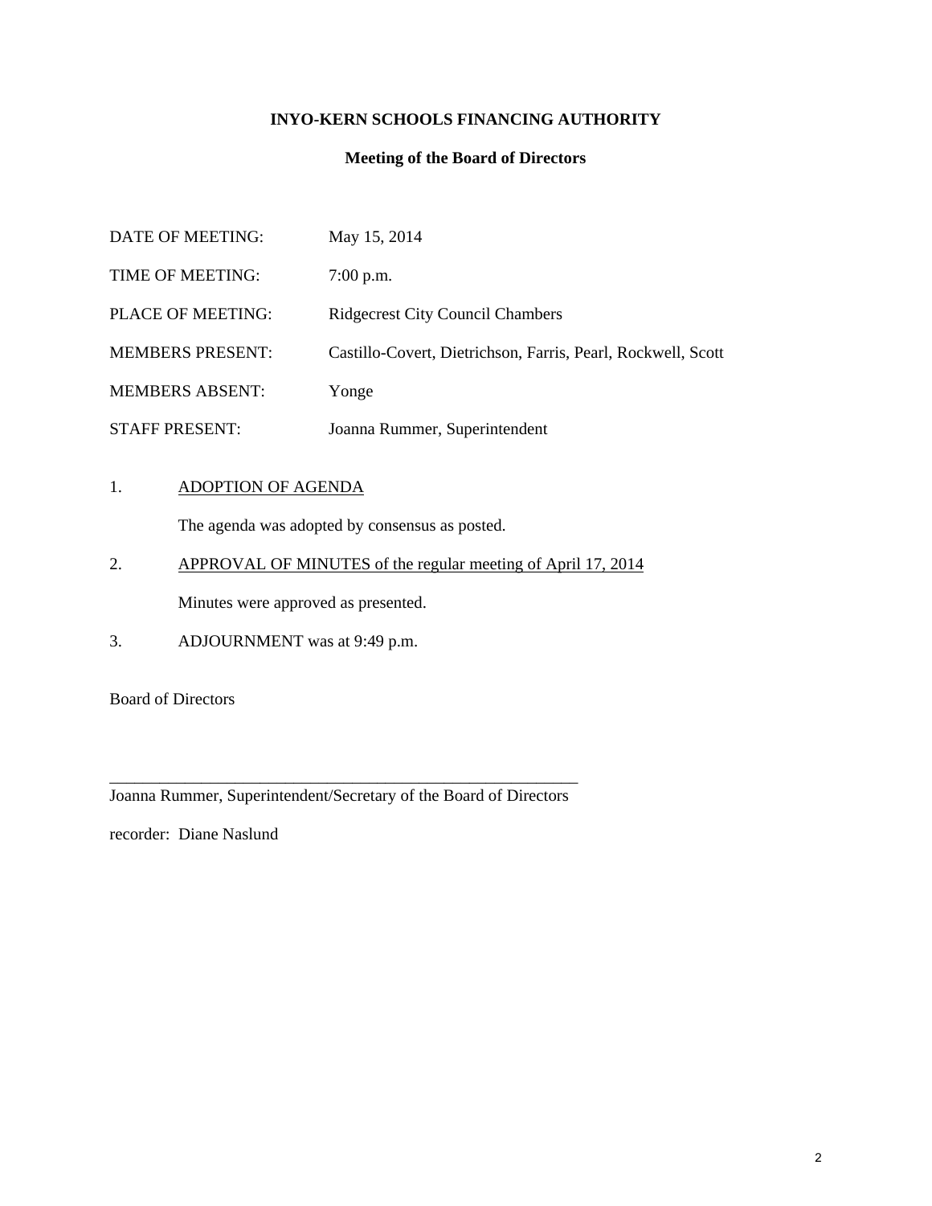**INYO-KERN SCHOOLS FINANCING AUTHORITY**

**Meeting of the Board of Directors**

| | |
|---|---|
| DATE OF MEETING: | May 15, 2014 |
| TIME OF MEETING: | 7:00 p.m. |
| PLACE OF MEETING: | Ridgecrest City Council Chambers |
| MEMBERS PRESENT: | Castillo-Covert, Dietrichson, Farris, Pearl, Rockwell, Scott |
| MEMBERS ABSENT: | Yonge |
| STAFF PRESENT: | Joanna Rummer, Superintendent |

1. <u>ADOPTION OF AGENDA</u>

   The agenda was adopted by consensus as posted.

2. <u>APPROVAL OF MINUTES of the regular meeting of April 17, 2014</u>

   Minutes were approved as presented.

3. ADJOURNMENT was at 9:49 p.m.

Board of Directors

\_\_\_\_\_\_\_\_\_\_\_\_\_\_\_\_\_\_\_\_\_\_\_\_\_\_\_\_\_\_\_\_\_\_\_\_\_\_\_\_\_\_\_\_\_\_\_\_\_\_\_\_\_\_\_\_
Joanna Rummer, Superintendent/Secretary of the Board of Directors

recorder: Diane Naslund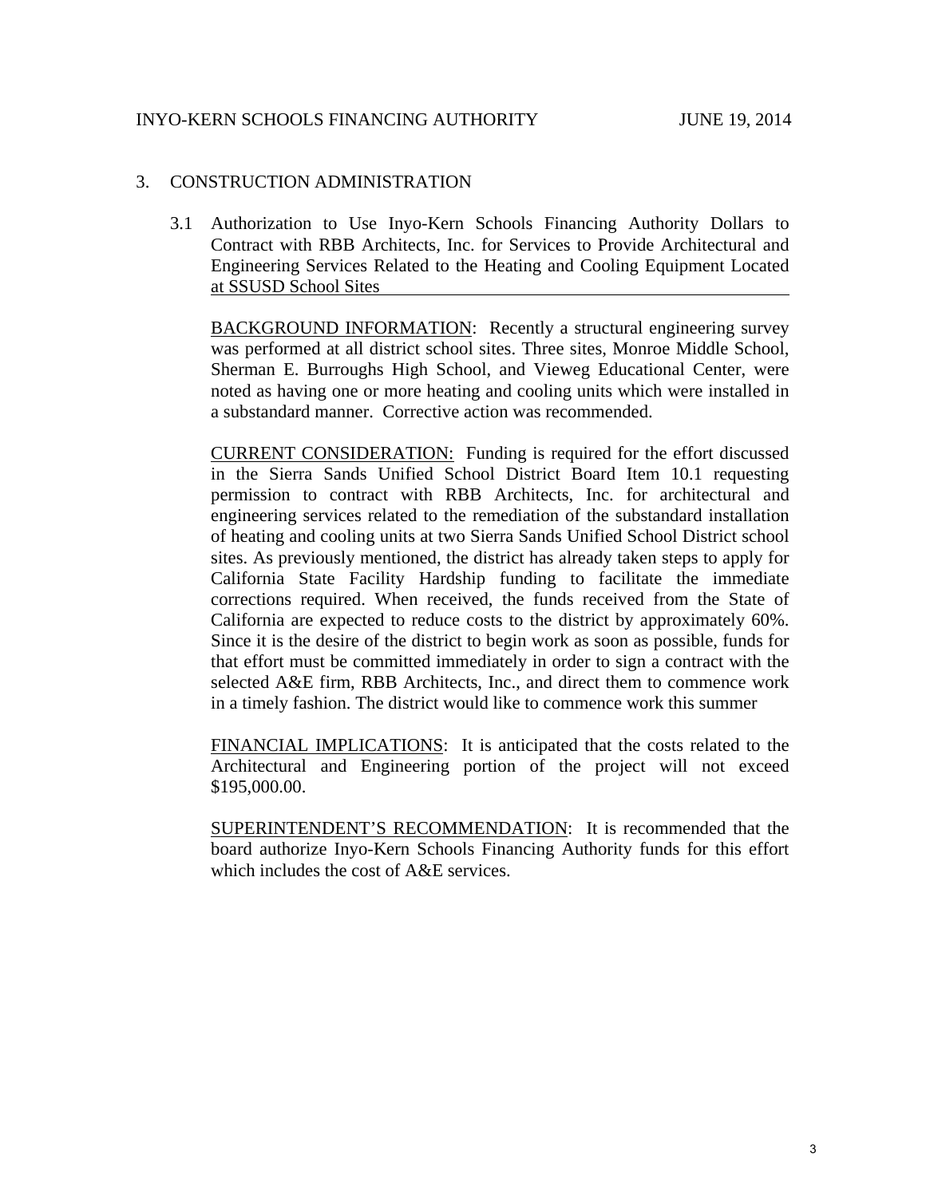## 3. CONSTRUCTION ADMINISTRATION

### 3.1 Authorization to Use Inyo-Kern Schools Financing Authority Dollars to Contract with RBB Architects, Inc. for Services to Provide Architectural and Engineering Services Related to the Heating and Cooling Equipment Located at SSUSD School Sites

BACKGROUND INFORMATION: Recently a structural engineering survey was performed at all district school sites. Three sites, Monroe Middle School, Sherman E. Burroughs High School, and Vieweg Educational Center, were noted as having one or more heating and cooling units which were installed in a substandard manner. Corrective action was recommended.

CURRENT CONSIDERATION: Funding is required for the effort discussed in the Sierra Sands Unified School District Board Item 10.1 requesting permission to contract with RBB Architects, Inc. for architectural and engineering services related to the remediation of the substandard installation of heating and cooling units at two Sierra Sands Unified School District school sites. As previously mentioned, the district has already taken steps to apply for California State Facility Hardship funding to facilitate the immediate corrections required. When received, the funds received from the State of California are expected to reduce costs to the district by approximately 60%. Since it is the desire of the district to begin work as soon as possible, funds for that effort must be committed immediately in order to sign a contract with the selected A&E firm, RBB Architects, Inc., and direct them to commence work in a timely fashion. The district would like to commence work this summer

FINANCIAL IMPLICATIONS: It is anticipated that the costs related to the Architectural and Engineering portion of the project will not exceed $195,000.00.

SUPERINTENDENT'S RECOMMENDATION: It is recommended that the board authorize Inyo-Kern Schools Financing Authority funds for this effort which includes the cost of A&E services.